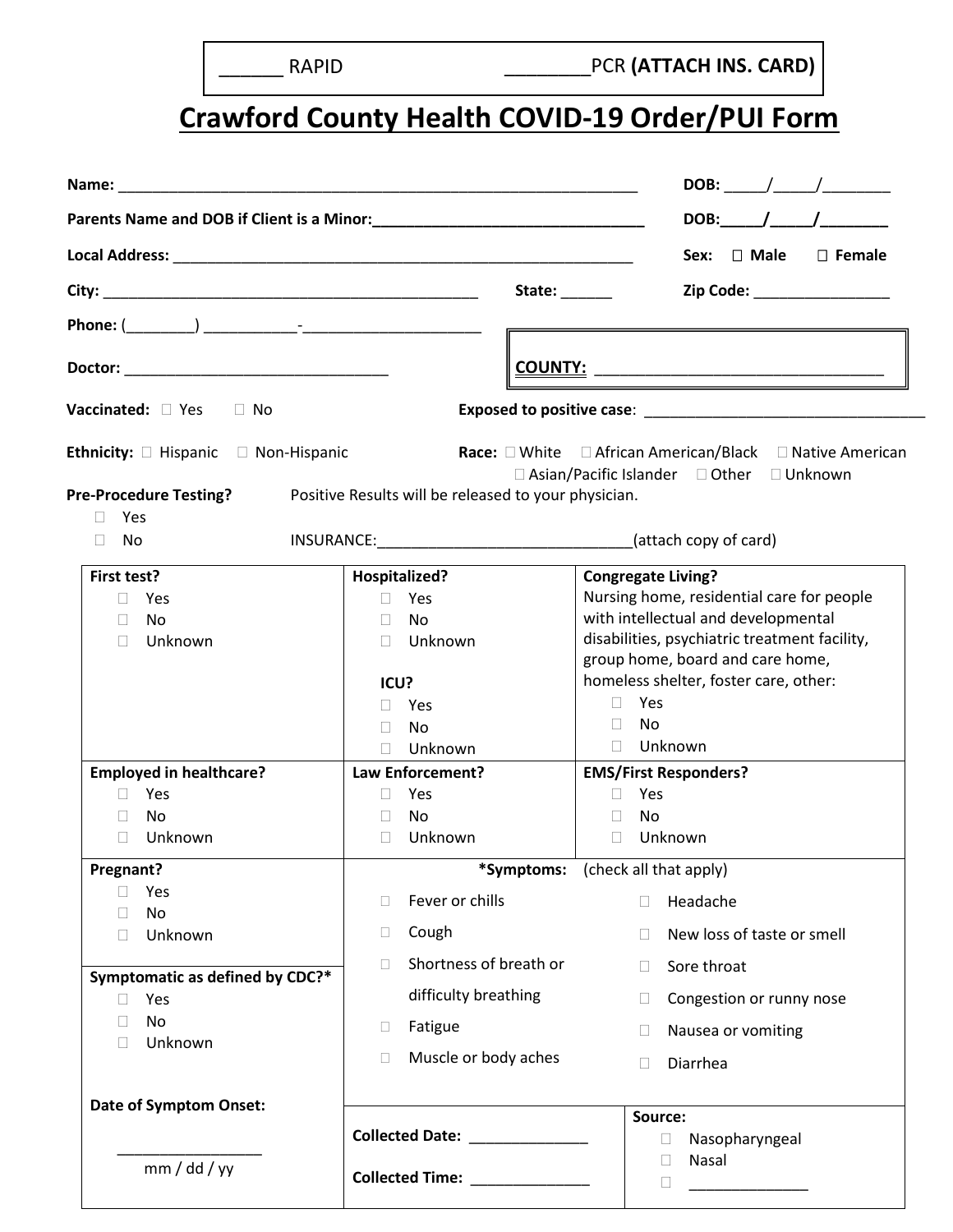______ RAPID ________PCR **(ATTACH INS. CARD)**

# Crawford County Health COVID-19 Order/PUI Form

**Name:** ______________________________________________________________ **DOB:** _____/_____/________

**Parents Name and DOB if Client is a Minor:**________________________________ **DOB:**_____/_____/________

**Local Address:** _______________________________________________________ **Sex:** ☐ **Male** ☐ **Female**

**City:** _____________________________________________ **State:** ______ **Zip Code:** ________________

**Phone:** (________) ___________-_____________________

**Doctor:** _______________________________ **COUNTY:** _________________________________

**Vaccinated:** ☐ Yes ☐ No **Exposed to positive case**: _________________________________

**Ethnicity:** ☐ Hispanic ☐ Non-Hispanic **Race:** ☐ White ☐ African American/Black ☐ Native American ☐ Asian/Pacific Islander ☐ Other ☐ Unknown

**Pre-Procedure Testing?** Positive Results will be released to your physician.

- ☐ Yes
- ☐ No

INSURANCE:_____________________________(attach copy of card)

| | | |
|---|---|---|
| **First test?**<br>☐ Yes<br>☐ No<br>☐ Unknown | **Hospitalized?**<br>☐ Yes<br>☐ No<br>☐ Unknown<br><br>**ICU?**<br>☐ Yes<br>☐ No<br>☐ Unknown | **Congregate Living?**<br>Nursing home, residential care for people with intellectual and developmental disabilities, psychiatric treatment facility, group home, board and care home, homeless shelter, foster care, other:<br>☐ Yes<br>☐ No<br>☐ Unknown |
| **Employed in healthcare?**<br>☐ Yes<br>☐ No<br>☐ Unknown | **Law Enforcement?**<br>☐ Yes<br>☐ No<br>☐ Unknown | **EMS/First Responders?**<br>☐ Yes<br>☐ No<br>☐ Unknown |
| **Pregnant?**<br>☐ Yes<br>☐ No<br>☐ Unknown | ***Symptoms:** (check all that apply)<br>☐ Fever or chills<br>☐ Cough<br>☐ Shortness of breath or difficulty breathing<br>☐ Fatigue<br>☐ Muscle or body aches | ☐ Headache<br>☐ New loss of taste or smell<br>☐ Sore throat<br>☐ Congestion or runny nose<br>☐ Nausea or vomiting<br>☐ Diarrhea |
| **Symptomatic as defined by CDC?***<br>☐ Yes<br>☐ No<br>☐ Unknown<br><br>**Date of Symptom Onset:**<br>________________<br>mm / dd / yy | **Collected Date:** ______________<br><br>**Collected Time:** ______________ | **Source:**<br>☐ Nasopharyngeal<br>☐ Nasal<br>☐ ______________ |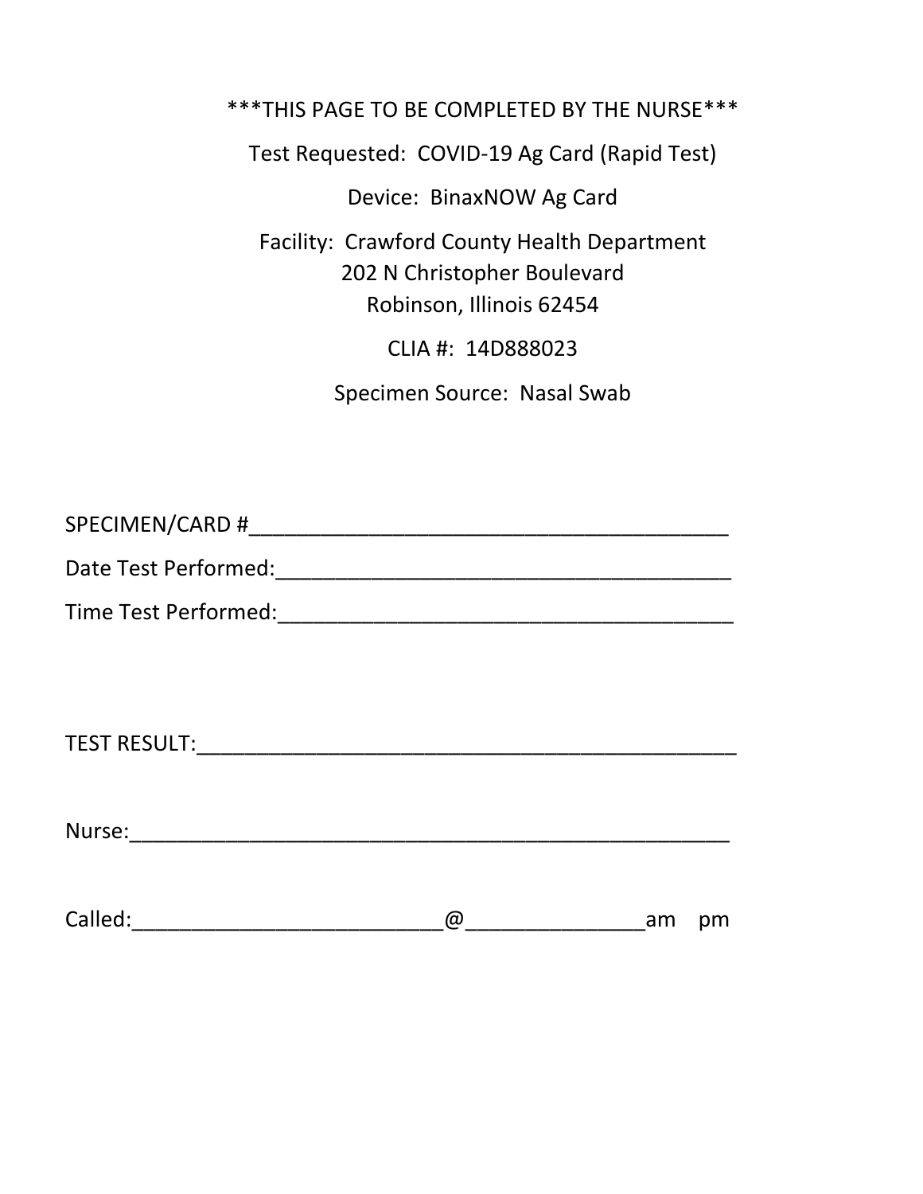\*\*\*THIS PAGE TO BE COMPLETED BY THE NURSE\*\*\*

Test Requested: COVID-19 Ag Card (Rapid Test)

Device: BinaxNOW Ag Card

Facility: Crawford County Health Department
202 N Christopher Boulevard
Robinson, Illinois 62454

CLIA #: 14D888023

Specimen Source: Nasal Swab

SPECIMEN/CARD #\_\_\_\_\_\_\_\_\_\_\_\_\_\_\_\_\_\_\_\_\_\_\_\_\_\_\_\_\_\_\_\_\_\_\_\_\_\_\_\_

Date Test Performed:\_\_\_\_\_\_\_\_\_\_\_\_\_\_\_\_\_\_\_\_\_\_\_\_\_\_\_\_\_\_\_\_\_\_\_\_\_\_\_\_

Time Test Performed:\_\_\_\_\_\_\_\_\_\_\_\_\_\_\_\_\_\_\_\_\_\_\_\_\_\_\_\_\_\_\_\_\_\_\_\_\_\_\_\_

TEST RESULT:\_\_\_\_\_\_\_\_\_\_\_\_\_\_\_\_\_\_\_\_\_\_\_\_\_\_\_\_\_\_\_\_\_\_\_\_\_\_\_\_\_\_\_\_\_\_

Nurse:\_\_\_\_\_\_\_\_\_\_\_\_\_\_\_\_\_\_\_\_\_\_\_\_\_\_\_\_\_\_\_\_\_\_\_\_\_\_\_\_\_\_\_\_\_\_\_\_\_\_\_\_

Called:\_\_\_\_\_\_\_\_\_\_\_\_\_\_\_\_\_\_\_\_\_\_\_\_\_\_\_@\_\_\_\_\_\_\_\_\_\_\_\_\_\_\_am pm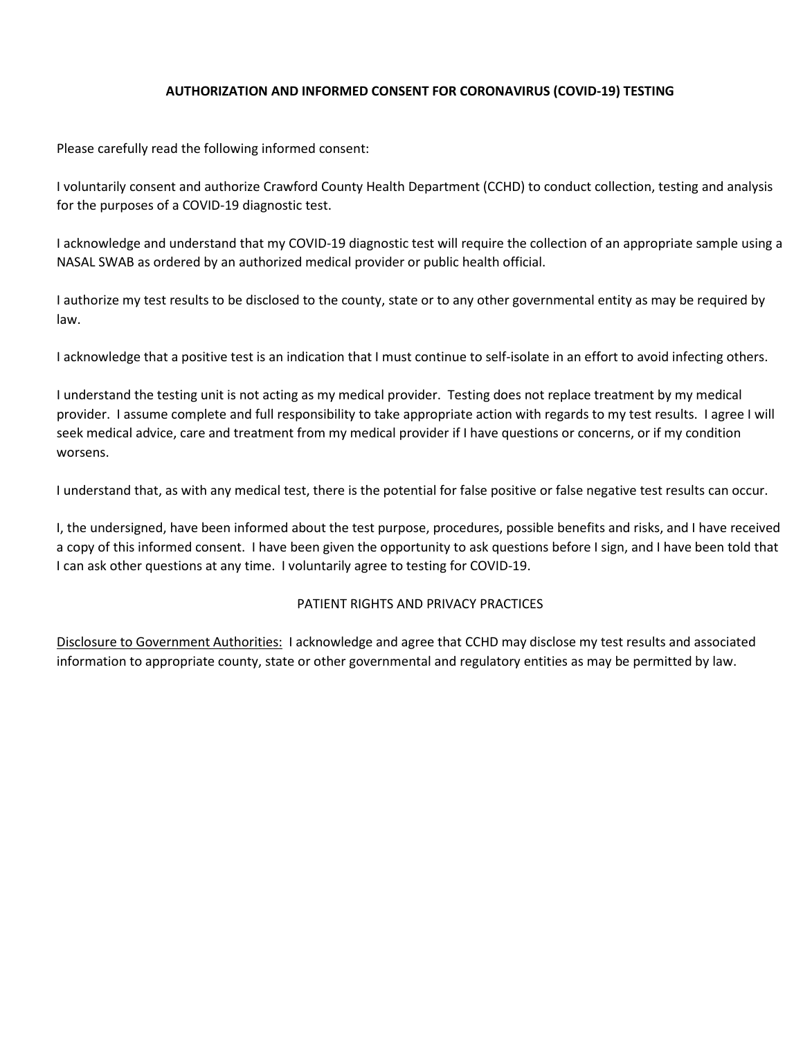**AUTHORIZATION AND INFORMED CONSENT FOR CORONAVIRUS (COVID-19) TESTING**

Please carefully read the following informed consent:

I voluntarily consent and authorize Crawford County Health Department (CCHD) to conduct collection, testing and analysis for the purposes of a COVID-19 diagnostic test.

I acknowledge and understand that my COVID-19 diagnostic test will require the collection of an appropriate sample using a NASAL SWAB as ordered by an authorized medical provider or public health official.

I authorize my test results to be disclosed to the county, state or to any other governmental entity as may be required by law.

I acknowledge that a positive test is an indication that I must continue to self-isolate in an effort to avoid infecting others.

I understand the testing unit is not acting as my medical provider. Testing does not replace treatment by my medical provider. I assume complete and full responsibility to take appropriate action with regards to my test results. I agree I will seek medical advice, care and treatment from my medical provider if I have questions or concerns, or if my condition worsens.

I understand that, as with any medical test, there is the potential for false positive or false negative test results can occur.

I, the undersigned, have been informed about the test purpose, procedures, possible benefits and risks, and I have received a copy of this informed consent. I have been given the opportunity to ask questions before I sign, and I have been told that I can ask other questions at any time. I voluntarily agree to testing for COVID-19.

PATIENT RIGHTS AND PRIVACY PRACTICES

<u>Disclosure to Government Authorities:</u> I acknowledge and agree that CCHD may disclose my test results and associated information to appropriate county, state or other governmental and regulatory entities as may be permitted by law.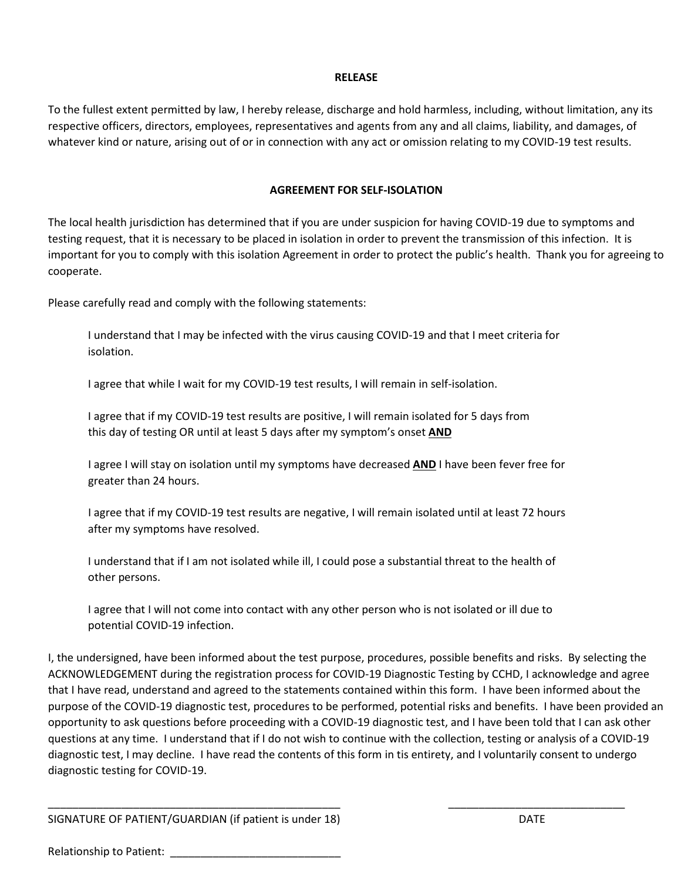## RELEASE

To the fullest extent permitted by law, I hereby release, discharge and hold harmless, including, without limitation, any its respective officers, directors, employees, representatives and agents from any and all claims, liability, and damages, of whatever kind or nature, arising out of or in connection with any act or omission relating to my COVID-19 test results.

## AGREEMENT FOR SELF-ISOLATION

The local health jurisdiction has determined that if you are under suspicion for having COVID-19 due to symptoms and testing request, that it is necessary to be placed in isolation in order to prevent the transmission of this infection. It is important for you to comply with this isolation Agreement in order to protect the public's health. Thank you for agreeing to cooperate.

Please carefully read and comply with the following statements:

I understand that I may be infected with the virus causing COVID-19 and that I meet criteria for isolation.

I agree that while I wait for my COVID-19 test results, I will remain in self-isolation.

I agree that if my COVID-19 test results are positive, I will remain isolated for 5 days from this day of testing OR until at least 5 days after my symptom's onset **AND**

I agree I will stay on isolation until my symptoms have decreased **AND** I have been fever free for greater than 24 hours.

I agree that if my COVID-19 test results are negative, I will remain isolated until at least 72 hours after my symptoms have resolved.

I understand that if I am not isolated while ill, I could pose a substantial threat to the health of other persons.

I agree that I will not come into contact with any other person who is not isolated or ill due to potential COVID-19 infection.

I, the undersigned, have been informed about the test purpose, procedures, possible benefits and risks. By selecting the ACKNOWLEDGEMENT during the registration process for COVID-19 Diagnostic Testing by CCHD, I acknowledge and agree that I have read, understand and agreed to the statements contained within this form. I have been informed about the purpose of the COVID-19 diagnostic test, procedures to be performed, potential risks and benefits. I have been provided an opportunity to ask questions before proceeding with a COVID-19 diagnostic test, and I have been told that I can ask other questions at any time. I understand that if I do not wish to continue with the collection, testing or analysis of a COVID-19 diagnostic test, I may decline. I have read the contents of this form in tis entirety, and I voluntarily consent to undergo diagnostic testing for COVID-19.

_________________________________________________ SIGNATURE OF PATIENT/GUARDIAN (if patient is under 18)

_____________________________ DATE

Relationship to Patient: ____________________________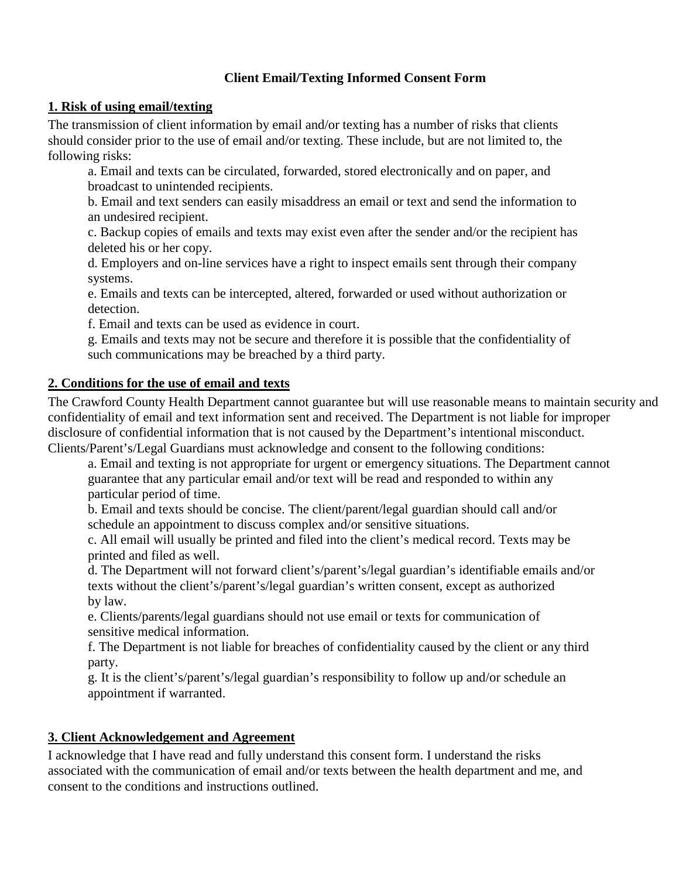**Client Email/Texting Informed Consent Form**

**1. Risk of using email/texting**

The transmission of client information by email and/or texting has a number of risks that clients should consider prior to the use of email and/or texting. These include, but are not limited to, the following risks:

a. Email and texts can be circulated, forwarded, stored electronically and on paper, and broadcast to unintended recipients.

b. Email and text senders can easily misaddress an email or text and send the information to an undesired recipient.

c. Backup copies of emails and texts may exist even after the sender and/or the recipient has deleted his or her copy.

d. Employers and on-line services have a right to inspect emails sent through their company systems.

e. Emails and texts can be intercepted, altered, forwarded or used without authorization or detection.

f. Email and texts can be used as evidence in court.

g. Emails and texts may not be secure and therefore it is possible that the confidentiality of such communications may be breached by a third party.

**2. Conditions for the use of email and texts**

The Crawford County Health Department cannot guarantee but will use reasonable means to maintain security and confidentiality of email and text information sent and received. The Department is not liable for improper disclosure of confidential information that is not caused by the Department's intentional misconduct. Clients/Parent's/Legal Guardians must acknowledge and consent to the following conditions:

a. Email and texting is not appropriate for urgent or emergency situations. The Department cannot guarantee that any particular email and/or text will be read and responded to within any particular period of time.

b. Email and texts should be concise. The client/parent/legal guardian should call and/or schedule an appointment to discuss complex and/or sensitive situations.

c. All email will usually be printed and filed into the client's medical record. Texts may be printed and filed as well.

d. The Department will not forward client's/parent's/legal guardian's identifiable emails and/or texts without the client's/parent's/legal guardian's written consent, except as authorized by law.

e. Clients/parents/legal guardians should not use email or texts for communication of sensitive medical information.

f. The Department is not liable for breaches of confidentiality caused by the client or any third party.

g. It is the client's/parent's/legal guardian's responsibility to follow up and/or schedule an appointment if warranted.

**3. Client Acknowledgement and Agreement**

I acknowledge that I have read and fully understand this consent form. I understand the risks associated with the communication of email and/or texts between the health department and me, and consent to the conditions and instructions outlined.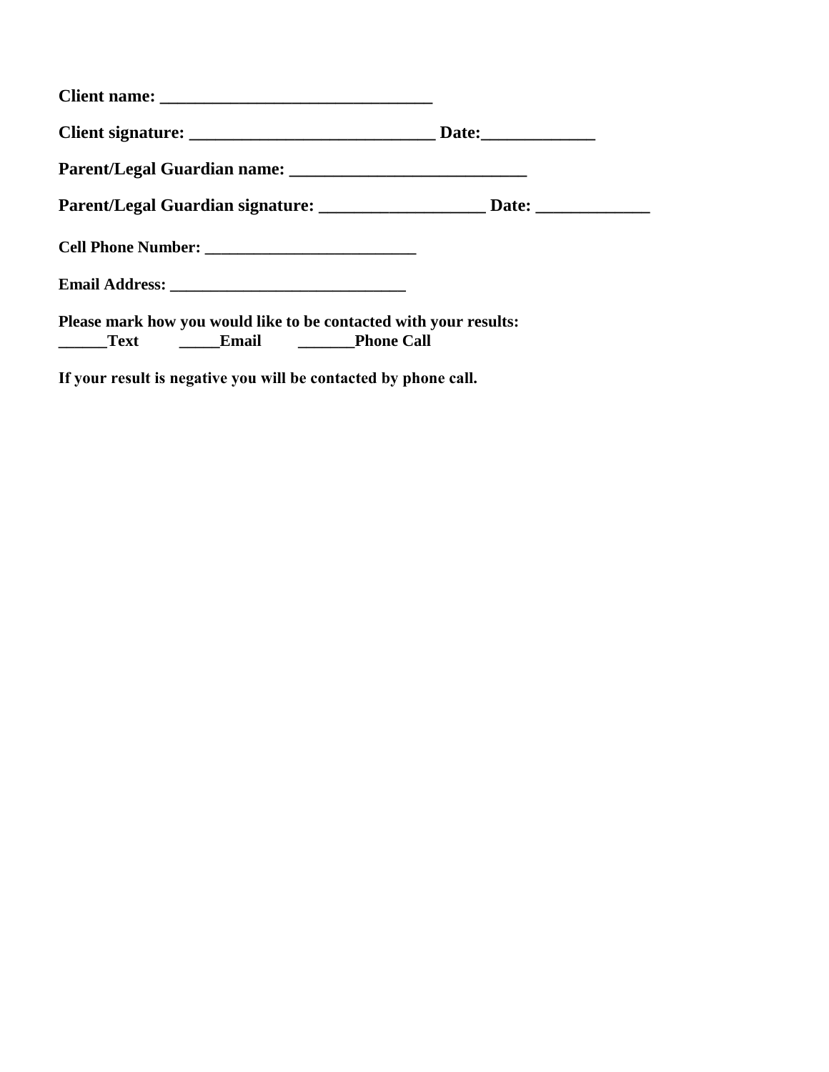**Client name: _______________________________**

**Client signature: ____________________________ Date:_____________**

**Parent/Legal Guardian name: ___________________________**

**Parent/Legal Guardian signature: ___________________ Date: _____________**

**Cell Phone Number: _________________________**

**Email Address: ____________________________**

**Please mark how you would like to be contacted with your results:**
**______Text _____Email _______Phone Call**

**If your result is negative you will be contacted by phone call.**